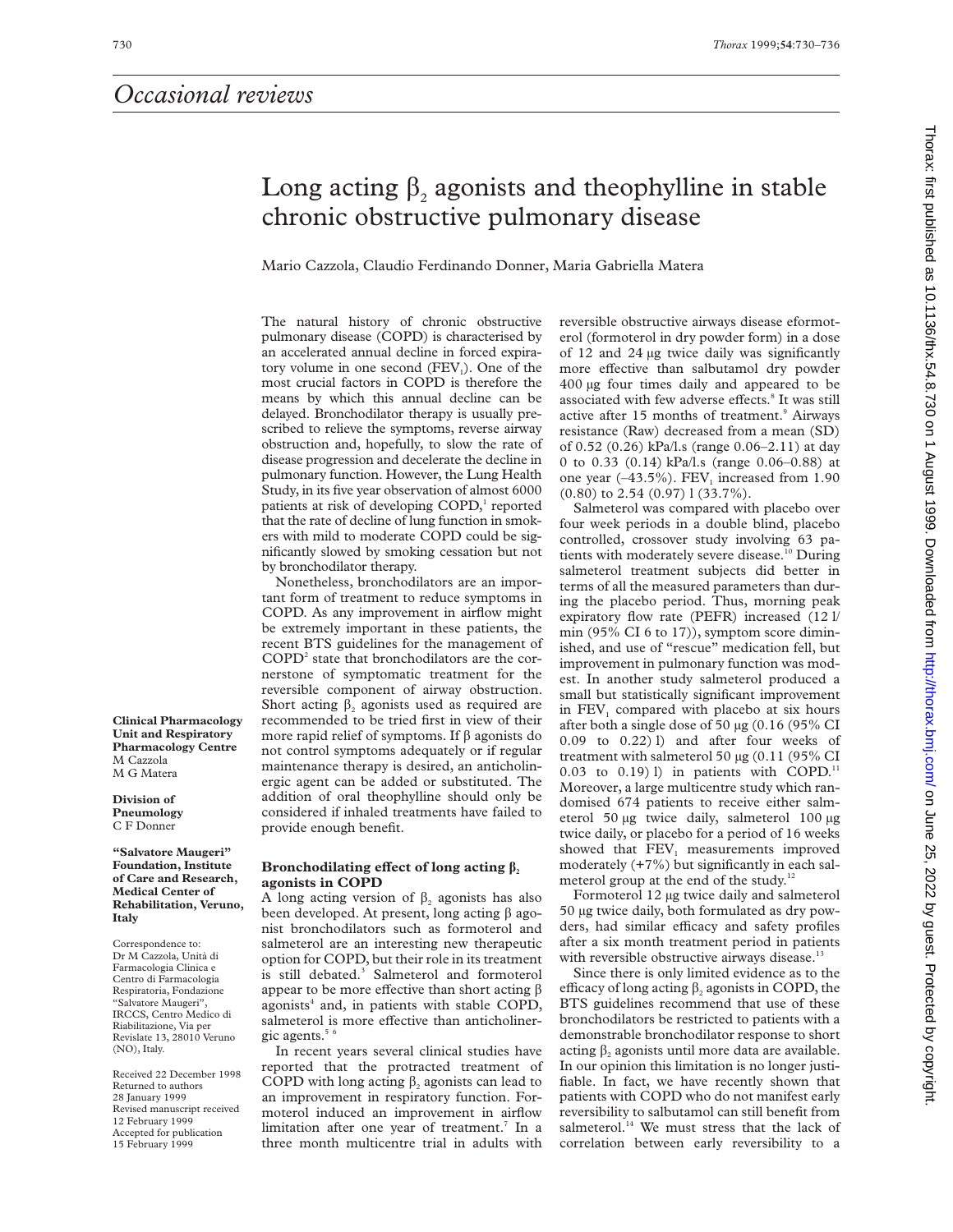*Occasional reviews*

# Long acting $\beta_2$ agonists and theophylline in stable chronic obstructive pulmonary disease

Mario Cazzola, Claudio Ferdinando Donner, Maria Gabriella Matera

**Clinical Pharmacology Unit and Respiratory Pharmacology Centre**
M Cazzola
M G Matera

**Division of Pneumology**
C F Donner

**"Salvatore Maugeri" Foundation, Institute of Care and Research, Medical Center of Rehabilitation, Veruno, Italy**

Correspondence to: Dr M Cazzola, Unità di Farmacologia Clinica e Centro di Farmacologia Respiratoria, Fondazione "Salvatore Maugeri", IRCCS, Centro Medico di Riabilitazione, Via per Revislate 13, 28010 Veruno (NO), Italy.

Received 22 December 1998
Returned to authors 28 January 1999
Revised manuscript received 12 February 1999
Accepted for publication 15 February 1999

The natural history of chronic obstructive pulmonary disease (COPD) is characterised by an accelerated annual decline in forced expiratory volume in one second ($FEV_1$). One of the most crucial factors in COPD is therefore the means by which this annual decline can be delayed. Bronchodilator therapy is usually prescribed to relieve the symptoms, reverse airway obstruction and, hopefully, to slow the rate of disease progression and decelerate the decline in pulmonary function. However, the Lung Health Study, in its five year observation of almost 6000 patients at risk of developing COPD,[1] reported that the rate of decline of lung function in smokers with mild to moderate COPD could be significantly slowed by smoking cessation but not by bronchodilator therapy.

Nonetheless, bronchodilators are an important form of treatment to reduce symptoms in COPD. As any improvement in airflow might be extremely important in these patients, the recent BTS guidelines for the management of COPD[2] state that bronchodilators are the cornerstone of symptomatic treatment for the reversible component of airway obstruction. Short acting $\beta_2$ agonists used as required are recommended to be tried first in view of their more rapid relief of symptoms. If β agonists do not control symptoms adequately or if regular maintenance therapy is desired, an anticholinergic agent can be added or substituted. The addition of oral theophylline should only be considered if inhaled treatments have failed to provide enough benefit.

## Bronchodilating effect of long acting $\beta_2$ agonists in COPD

A long acting version of $\beta_2$ agonists has also been developed. At present, long acting β agonist bronchodilators such as formoterol and salmeterol are an interesting new therapeutic option for COPD, but their role in its treatment is still debated.[3] Salmeterol and formoterol appear to be more effective than short acting β agonists[4] and, in patients with stable COPD, salmeterol is more effective than anticholinergic agents.[5 6]

In recent years several clinical studies have reported that the protracted treatment of COPD with long acting $\beta_2$ agonists can lead to an improvement in respiratory function. Formoterol induced an improvement in airflow limitation after one year of treatment.[7] In a three month multicentre trial in adults with reversible obstructive airways disease eformoterol (formoterol in dry powder form) in a dose of 12 and 24 μg twice daily was significantly more effective than salbutamol dry powder 400 μg four times daily and appeared to be associated with few adverse effects.[8] It was still active after 15 months of treatment.[9] Airways resistance (Raw) decreased from a mean (SD) of 0.52 (0.26) kPa/l.s (range 0.06–2.11) at day 0 to 0.33 (0.14) kPa/l.s (range 0.06–0.88) at one year (–43.5%). $FEV_1$ increased from 1.90 (0.80) to 2.54 (0.97) l (33.7%).

Salmeterol was compared with placebo over four week periods in a double blind, placebo controlled, crossover study involving 63 patients with moderately severe disease.[10] During salmeterol treatment subjects did better in terms of all the measured parameters than during the placebo period. Thus, morning peak expiratory flow rate (PEFR) increased (12 l/min (95% CI 6 to 17)), symptom score diminished, and use of "rescue" medication fell, but improvement in pulmonary function was modest. In another study salmeterol produced a small but statistically significant improvement in $FEV_1$ compared with placebo at six hours after both a single dose of 50 μg (0.16 (95% CI 0.09 to 0.22) l) and after four weeks of treatment with salmeterol 50 μg (0.11 (95% CI 0.03 to 0.19) l) in patients with COPD.[11] Moreover, a large multicentre study which randomised 674 patients to receive either salmeterol 50 μg twice daily, salmeterol 100 μg twice daily, or placebo for a period of 16 weeks showed that $FEV_1$ measurements improved moderately (+7%) but significantly in each salmeterol group at the end of the study.[12]

Formoterol 12 μg twice daily and salmeterol 50 μg twice daily, both formulated as dry powders, had similar efficacy and safety profiles after a six month treatment period in patients with reversible obstructive airways disease.[13]

Since there is only limited evidence as to the efficacy of long acting $\beta_2$ agonists in COPD, the BTS guidelines recommend that use of these bronchodilators be restricted to patients with a demonstrable bronchodilator response to short acting $\beta_2$ agonists until more data are available. In our opinion this limitation is no longer justifiable. In fact, we have recently shown that patients with COPD who do not manifest early reversibility to salbutamol can still benefit from salmeterol.[14] We must stress that the lack of correlation between early reversibility to a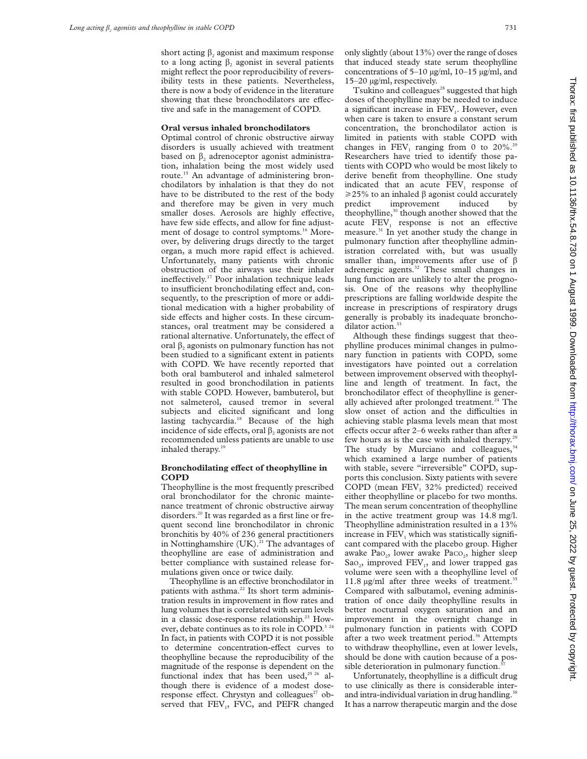short acting $\beta_2$ agonist and maximum response to a long acting $\beta_2$ agonist in several patients might reflect the poor reproducibility of reversibility tests in these patients. Nevertheless, there is now a body of evidence in the literature showing that these bronchodilators are effective and safe in the management of COPD.

## Oral versus inhaled bronchodilators

Optimal control of chronic obstructive airway disorders is usually achieved with treatment based on $\beta_2$ adrenoceptor agonist administration, inhalation being the most widely used route.[15] An advantage of administering bronchodilators by inhalation is that they do not have to be distributed to the rest of the body and therefore may be given in very much smaller doses. Aerosols are highly effective, have few side effects, and allow for fine adjustment of dosage to control symptoms.[16] Moreover, by delivering drugs directly to the target organ, a much more rapid effect is achieved. Unfortunately, many patients with chronic obstruction of the airways use their inhaler ineffectively.[17] Poor inhalation technique leads to insufficient bronchodilating effect and, consequently, to the prescription of more or additional medication with a higher probability of side effects and higher costs. In these circumstances, oral treatment may be considered a rational alternative. Unfortunately, the effect of oral $\beta_2$ agonists on pulmonary function has not been studied to a significant extent in patients with COPD. We have recently reported that both oral bambuterol and inhaled salmeterol resulted in good bronchodilation in patients with stable COPD. However, bambuterol, but not salmeterol, caused tremor in several subjects and elicited significant and long lasting tachycardia.[18] Because of the high incidence of side effects, oral $\beta_2$ agonists are not recommended unless patients are unable to use inhaled therapy.[19]

## Bronchodilating effect of theophylline in COPD

Theophylline is the most frequently prescribed oral bronchodilator for the chronic maintenance treatment of chronic obstructive airway disorders.[20] It was regarded as a first line or frequent second line bronchodilator in chronic bronchitis by 40% of 236 general practitioners in Nottinghamshire (UK).[21] The advantages of theophylline are ease of administration and better compliance with sustained release formulations given once or twice daily.

Theophylline is an effective bronchodilator in patients with asthma.[22] Its short term administration results in improvement in flow rates and lung volumes that is correlated with serum levels in a classic dose-response relationship.[23] However, debate continues as to its role in COPD.[3 24] In fact, in patients with COPD it is not possible to determine concentration-effect curves to theophylline because the reproducibility of the magnitude of the response is dependent on the functional index that has been used,[25 26] although there is evidence of a modest dose-response effect. Chrystyn and colleagues[27] observed that $FEV_1$, FVC, and PEFR changed only slightly (about 13%) over the range of doses that induced steady state serum theophylline concentrations of 5–10 µg/ml, 10–15 µg/ml, and 15–20 µg/ml, respectively.

Tsukino and colleagues[28] suggested that high doses of theophylline may be needed to induce a significant increase in $FEV_1$. However, even when care is taken to ensure a constant serum concentration, the bronchodilator action is limited in patients with stable COPD with changes in $FEV_1$ ranging from 0 to 20%.[29] Researchers have tried to identify those patients with COPD who would be most likely to derive benefit from theophylline. One study indicated that an acute $FEV_1$ response of $\geq 25\%$ to an inhaled β agonist could accurately predict improvement induced by theophylline,[30] though another showed that the acute $FEV_1$ response is not an effective measure.[31] In yet another study the change in pulmonary function after theophylline administration correlated with, but was usually smaller than, improvements after use of β adrenergic agents.[32] These small changes in lung function are unlikely to alter the prognosis. One of the reasons why theophylline prescriptions are falling worldwide despite the increase in prescriptions of respiratory drugs generally is probably its inadequate bronchodilator action.[33]

Although these findings suggest that theophylline produces minimal changes in pulmonary function in patients with COPD, some investigators have pointed out a correlation between improvement observed with theophylline and length of treatment. In fact, the bronchodilator effect of theophylline is generally achieved after prolonged treatment.[24] The slow onset of action and the difficulties in achieving stable plasma levels mean that most effects occur after 2–6 weeks rather than after a few hours as is the case with inhaled therapy.[29] The study by Murciano and colleagues,[34] which examined a large number of patients with stable, severe "irreversible" COPD, supports this conclusion. Sixty patients with severe COPD (mean $FEV_1$ 32% predicted) received either theophylline or placebo for two months. The mean serum concentration of theophylline in the active treatment group was 14.8 mg/l. Theophylline administration resulted in a 13% increase in $FEV_1$ which was statistically significant compared with the placebo group. Higher awake $PaO_2$, lower awake $PaCO_2$, higher sleep $SaO_2$, improved $FEV_1$, and lower trapped gas volume were seen with a theophylline level of 11.8 µg/ml after three weeks of treatment.[35] Compared with salbutamol, evening administration of once daily theophylline results in better nocturnal oxygen saturation and an improvement in the overnight change in pulmonary function in patients with COPD after a two week treatment period.[36] Attempts to withdraw theophylline, even at lower levels, should be done with caution because of a possible deterioration in pulmonary function.[37]

Unfortunately, theophylline is a difficult drug to use clinically as there is considerable inter- and intra-individual variation in drug handling.[38] It has a narrow therapeutic margin and the dose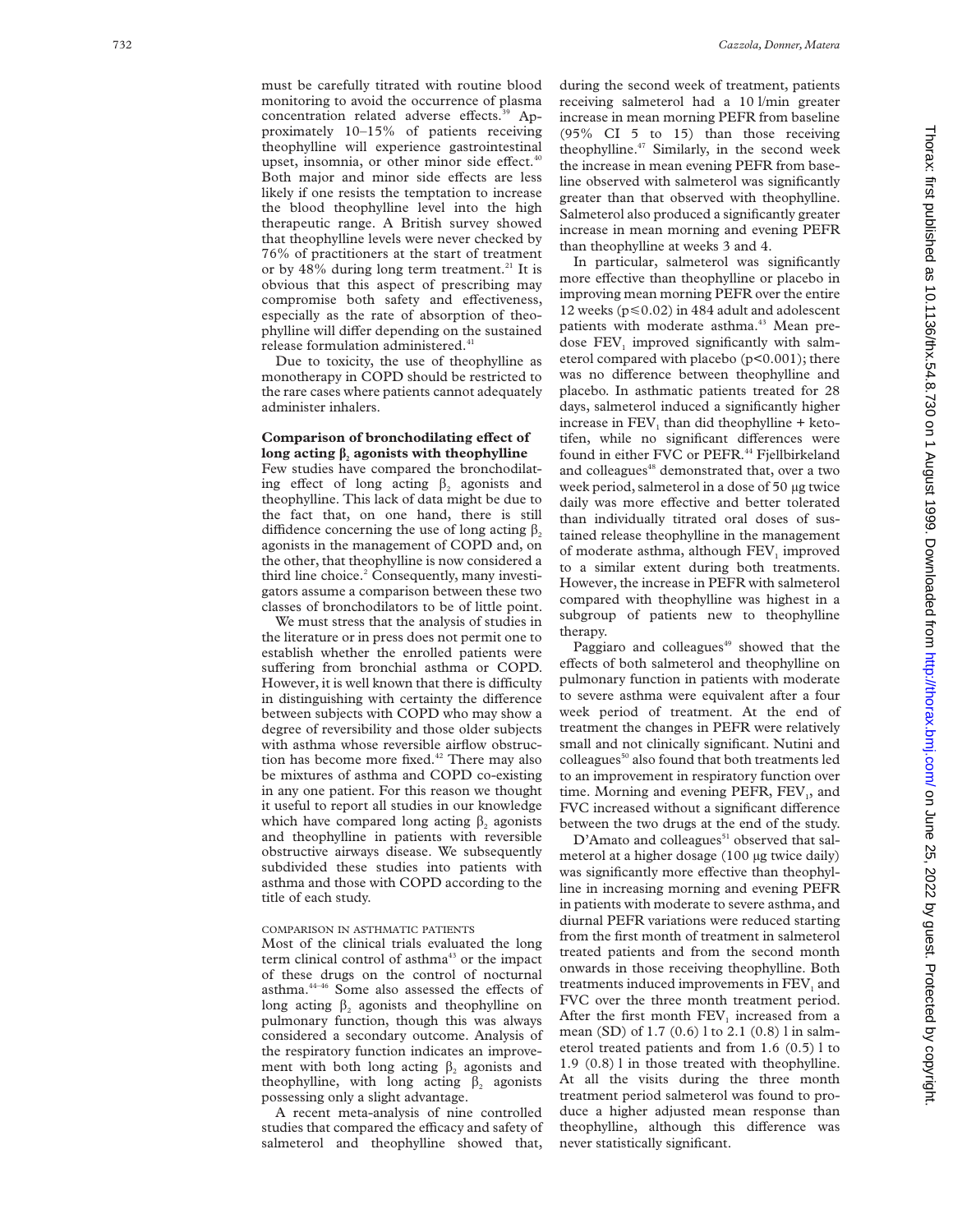must be carefully titrated with routine blood monitoring to avoid the occurrence of plasma concentration related adverse effects.[39] Approximately 10–15% of patients receiving theophylline will experience gastrointestinal upset, insomnia, or other minor side effect.[40] Both major and minor side effects are less likely if one resists the temptation to increase the blood theophylline level into the high therapeutic range. A British survey showed that theophylline levels were never checked by 76% of practitioners at the start of treatment or by 48% during long term treatment.[21] It is obvious that this aspect of prescribing may compromise both safety and effectiveness, especially as the rate of absorption of theophylline will differ depending on the sustained release formulation administered.[41]

Due to toxicity, the use of theophylline as monotherapy in COPD should be restricted to the rare cases where patients cannot adequately administer inhalers.

## Comparison of bronchodilating effect of long acting $\beta_2$ agonists with theophylline

Few studies have compared the bronchodilating effect of long acting $\beta_2$ agonists and theophylline. This lack of data might be due to the fact that, on one hand, there is still diffidence concerning the use of long acting $\beta_2$ agonists in the management of COPD and, on the other, that theophylline is now considered a third line choice.[2] Consequently, many investigators assume a comparison between these two classes of bronchodilators to be of little point.

We must stress that the analysis of studies in the literature or in press does not permit one to establish whether the enrolled patients were suffering from bronchial asthma or COPD. However, it is well known that there is difficulty in distinguishing with certainty the difference between subjects with COPD who may show a degree of reversibility and those older subjects with asthma whose reversible airflow obstruction has become more fixed.[42] There may also be mixtures of asthma and COPD co-existing in any one patient. For this reason we thought it useful to report all studies in our knowledge which have compared long acting $\beta_2$ agonists and theophylline in patients with reversible obstructive airways disease. We subsequently subdivided these studies into patients with asthma and those with COPD according to the title of each study.

### COMPARISON IN ASTHMATIC PATIENTS

Most of the clinical trials evaluated the long term clinical control of asthma[43] or the impact of these drugs on the control of nocturnal asthma.[44–46] Some also assessed the effects of long acting $\beta_2$ agonists and theophylline on pulmonary function, though this was always considered a secondary outcome. Analysis of the respiratory function indicates an improvement with both long acting $\beta_2$ agonists and theophylline, with long acting $\beta_2$ agonists possessing only a slight advantage.

A recent meta-analysis of nine controlled studies that compared the efficacy and safety of salmeterol and theophylline showed that, during the second week of treatment, patients receiving salmeterol had a 10 l/min greater increase in mean morning PEFR from baseline (95% CI 5 to 15) than those receiving theophylline.[47] Similarly, in the second week the increase in mean evening PEFR from baseline observed with salmeterol was significantly greater than that observed with theophylline. Salmeterol also produced a significantly greater increase in mean morning and evening PEFR than theophylline at weeks 3 and 4.

In particular, salmeterol was significantly more effective than theophylline or placebo in improving mean morning PEFR over the entire 12 weeks ($p \leq 0.02$) in 484 adult and adolescent patients with moderate asthma.[43] Mean predose $FEV_1$ improved significantly with salmeterol compared with placebo ($p<0.001$); there was no difference between theophylline and placebo. In asthmatic patients treated for 28 days, salmeterol induced a significantly higher increase in $FEV_1$ than did theophylline + ketotifen, while no significant differences were found in either FVC or PEFR.[44] Fjellbirkeland and colleagues[48] demonstrated that, over a two week period, salmeterol in a dose of 50 μg twice daily was more effective and better tolerated than individually titrated oral doses of sustained release theophylline in the management of moderate asthma, although $FEV_1$ improved to a similar extent during both treatments. However, the increase in PEFR with salmeterol compared with theophylline was highest in a subgroup of patients new to theophylline therapy.

Paggiaro and colleagues[49] showed that the effects of both salmeterol and theophylline on pulmonary function in patients with moderate to severe asthma were equivalent after a four week period of treatment. At the end of treatment the changes in PEFR were relatively small and not clinically significant. Nutini and colleagues[50] also found that both treatments led to an improvement in respiratory function over time. Morning and evening PEFR, $FEV_1$, and FVC increased without a significant difference between the two drugs at the end of the study.

D'Amato and colleagues[51] observed that salmeterol at a higher dosage (100 μg twice daily) was significantly more effective than theophylline in increasing morning and evening PEFR in patients with moderate to severe asthma, and diurnal PEFR variations were reduced starting from the first month of treatment in salmeterol treated patients and from the second month onwards in those receiving theophylline. Both treatments induced improvements in $FEV_1$ and FVC over the three month treatment period. After the first month $FEV_1$ increased from a mean (SD) of 1.7 (0.6) l to 2.1 (0.8) l in salmeterol treated patients and from 1.6 (0.5) l to 1.9 (0.8) l in those treated with theophylline. At all the visits during the three month treatment period salmeterol was found to produce a higher adjusted mean response than theophylline, although this difference was never statistically significant.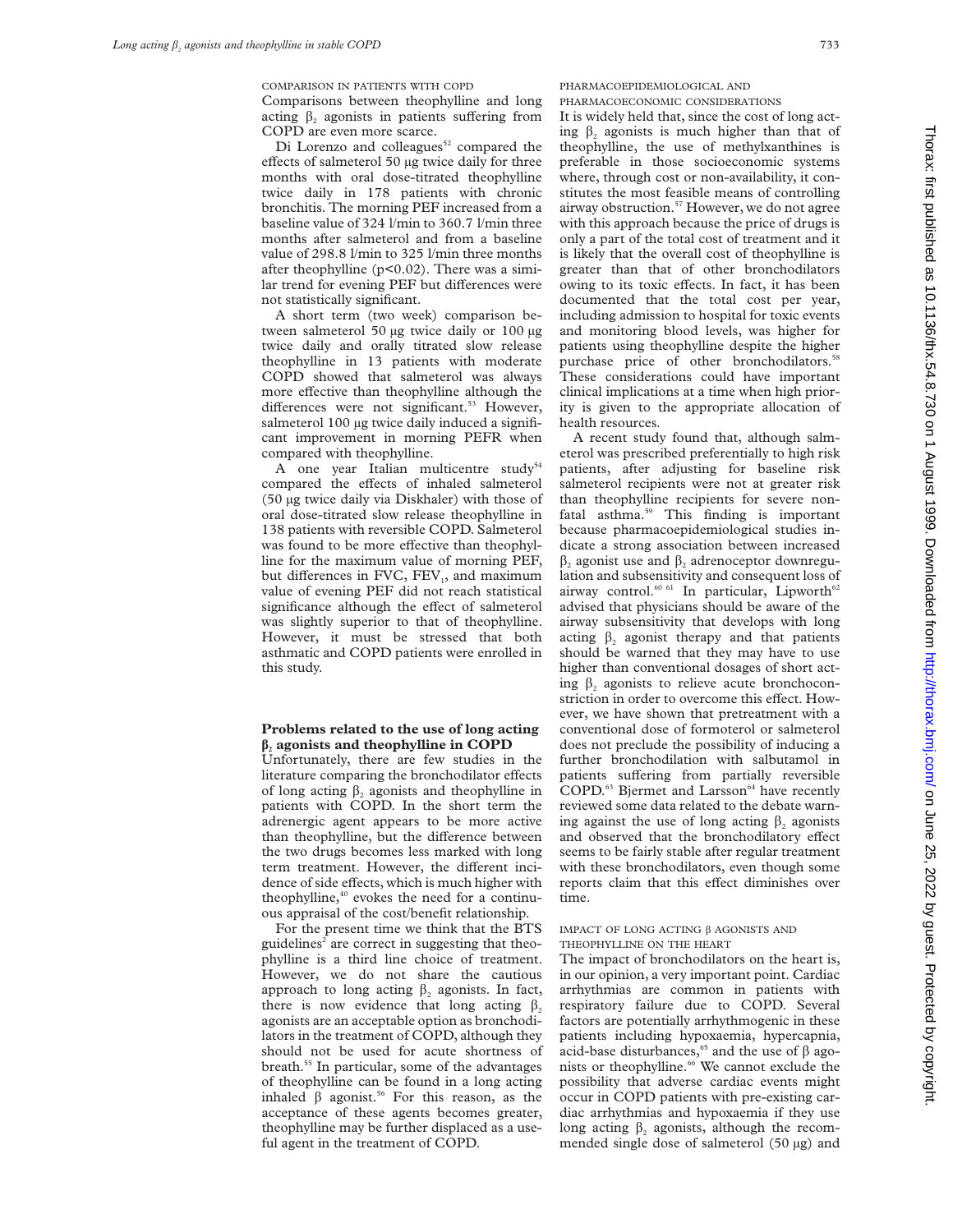#### COMPARISON IN PATIENTS WITH COPD

Comparisons between theophylline and long acting $\beta_2$ agonists in patients suffering from COPD are even more scarce.

Di Lorenzo and colleagues[52] compared the effects of salmeterol 50 μg twice daily for three months with oral dose-titrated theophylline twice daily in 178 patients with chronic bronchitis. The morning PEF increased from a baseline value of 324 l/min to 360.7 l/min three months after salmeterol and from a baseline value of 298.8 l/min to 325 l/min three months after theophylline ($p<0.02$). There was a similar trend for evening PEF but differences were not statistically significant.

A short term (two week) comparison between salmeterol 50 μg twice daily or 100 μg twice daily and orally titrated slow release theophylline in 13 patients with moderate COPD showed that salmeterol was always more effective than theophylline although the differences were not significant.[53] However, salmeterol 100 μg twice daily induced a significant improvement in morning PEFR when compared with theophylline.

A one year Italian multicentre study[54] compared the effects of inhaled salmeterol (50 μg twice daily via Diskhaler) with those of oral dose-titrated slow release theophylline in 138 patients with reversible COPD. Salmeterol was found to be more effective than theophylline for the maximum value of morning PEF, but differences in FVC, $FEV_1$, and maximum value of evening PEF did not reach statistical significance although the effect of salmeterol was slightly superior to that of theophylline. However, it must be stressed that both asthmatic and COPD patients were enrolled in this study.

## Problems related to the use of long acting $\beta_2$ agonists and theophylline in COPD

Unfortunately, there are few studies in the literature comparing the bronchodilator effects of long acting $\beta_2$ agonists and theophylline in patients with COPD. In the short term the adrenergic agent appears to be more active than theophylline, but the difference between the two drugs becomes less marked with long term treatment. However, the different incidence of side effects, which is much higher with theophylline,[40] evokes the need for a continuous appraisal of the cost/benefit relationship.

For the present time we think that the BTS guidelines[2] are correct in suggesting that theophylline is a third line choice of treatment. However, we do not share the cautious approach to long acting $\beta_2$ agonists. In fact, there is now evidence that long acting $\beta_2$ agonists are an acceptable option as bronchodilators in the treatment of COPD, although they should not be used for acute shortness of breath.[55] In particular, some of the advantages of theophylline can be found in a long acting inhaled β agonist.[56] For this reason, as the acceptance of these agents becomes greater, theophylline may be further displaced as a useful agent in the treatment of COPD.

#### PHARMACOEPIDEMIOLOGICAL AND PHARMACOECONOMIC CONSIDERATIONS

It is widely held that, since the cost of long acting $\beta_2$ agonists is much higher than that of theophylline, the use of methylxanthines is preferable in those socioeconomic systems where, through cost or non-availability, it constitutes the most feasible means of controlling airway obstruction.[57] However, we do not agree with this approach because the price of drugs is only a part of the total cost of treatment and it is likely that the overall cost of theophylline is greater than that of other bronchodilators owing to its toxic effects. In fact, it has been documented that the total cost per year, including admission to hospital for toxic events and monitoring blood levels, was higher for patients using theophylline despite the higher purchase price of other bronchodilators.[58] These considerations could have important clinical implications at a time when high priority is given to the appropriate allocation of health resources.

A recent study found that, although salmeterol was prescribed preferentially to high risk patients, after adjusting for baseline risk salmeterol recipients were not at greater risk than theophylline recipients for severe nonfatal asthma.[59] This finding is important because pharmacoepidemiological studies indicate a strong association between increased $\beta_2$ agonist use and $\beta_2$ adrenoceptor downregulation and subsensitivity and consequent loss of airway control.[60,61] In particular, Lipworth[62] advised that physicians should be aware of the airway subsensitivity that develops with long acting $\beta_2$ agonist therapy and that patients should be warned that they may have to use higher than conventional dosages of short acting $\beta_2$ agonists to relieve acute bronchoconstriction in order to overcome this effect. However, we have shown that pretreatment with a conventional dose of formoterol or salmeterol does not preclude the possibility of inducing a further bronchodilation with salbutamol in patients suffering from partially reversible COPD.[63] Bjermet and Larsson[64] have recently reviewed some data related to the debate warning against the use of long acting $\beta_2$ agonists and observed that the bronchodilatory effect seems to be fairly stable after regular treatment with these bronchodilators, even though some reports claim that this effect diminishes over time.

#### IMPACT OF LONG ACTING β AGONISTS AND THEOPHYLLINE ON THE HEART

The impact of bronchodilators on the heart is, in our opinion, a very important point. Cardiac arrhythmias are common in patients with respiratory failure due to COPD. Several factors are potentially arrhythmogenic in these patients including hypoxaemia, hypercapnia, acid-base disturbances,[65] and the use of β agonists or theophylline.[66] We cannot exclude the possibility that adverse cardiac events might occur in COPD patients with pre-existing cardiac arrhythmias and hypoxaemia if they use long acting $\beta_2$ agonists, although the recommended single dose of salmeterol (50 μg) and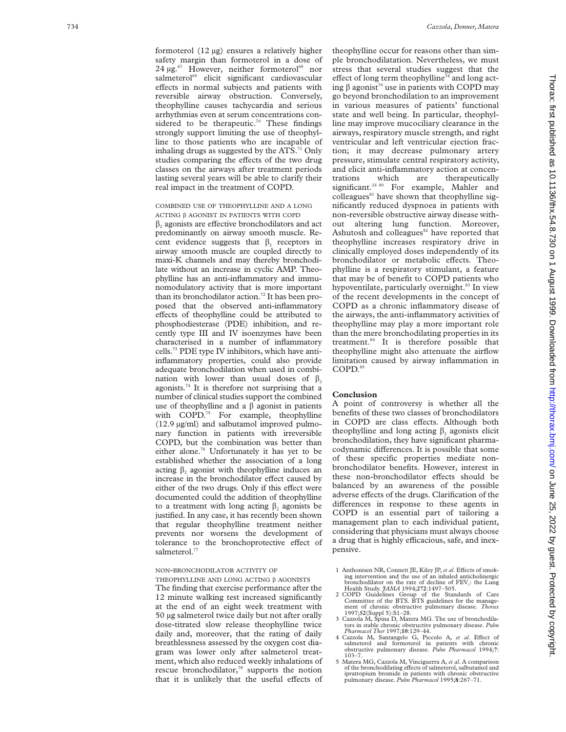formoterol (12 μg) ensures a relatively higher safety margin than formoterol in a dose of 24 μg.[67] However, neither formoterol[68] nor salmeterol[69] elicit significant cardiovascular effects in normal subjects and patients with reversible airway obstruction. Conversely, theophylline causes tachycardia and serious arrhythmias even at serum concentrations considered to be therapeutic.[70] These findings strongly support limiting the use of theophylline to those patients who are incapable of inhaling drugs as suggested by the ATS.[71] Only studies comparing the effects of the two drug classes on the airways after treatment periods lasting several years will be able to clarify their real impact in the treatment of COPD.

### COMBINED USE OF THEOPHYLLINE AND A LONG ACTING β AGONIST IN PATIENTS WITH COPD

$\beta_2$ agonists are effective bronchodilators and act predominantly on airway smooth muscle. Recent evidence suggests that $\beta_2$ receptors in airway smooth muscle are coupled directly to maxi-K channels and may thereby bronchodilate without an increase in cyclic AMP. Theophylline has an anti-inflammatory and immunomodulatory activity that is more important than its bronchodilator action.[72] It has been proposed that the observed anti-inflammatory effects of theophylline could be attributed to phosphodiesterase (PDE) inhibition, and recently type III and IV isoenzymes have been characterised in a number of inflammatory cells.[73] PDE type IV inhibitors, which have anti-inflammatory properties, could also provide adequate bronchodilation when used in combination with lower than usual doses of $\beta_2$ agonists.[74] It is therefore not surprising that a number of clinical studies support the combined use of theophylline and a β agonist in patients with COPD.[75] For example, theophylline (12.9 μg/ml) and salbutamol improved pulmonary function in patients with irreversible COPD, but the combination was better than either alone.[76] Unfortunately it has yet to be established whether the association of a long acting $\beta_2$ agonist with theophylline induces an increase in the bronchodilator effect caused by either of the two drugs. Only if this effect were documented could the addition of theophylline to a treatment with long acting $\beta_2$ agonists be justified. In any case, it has recently been shown that regular theophylline treatment neither prevents nor worsens the development of tolerance to the bronchoprotective effect of salmeterol.[77]

### NON-BRONCHODILATOR ACTIVITY OF THEOPHYLLINE AND LONG ACTING β AGONISTS

The finding that exercise performance after the 12 minute walking test increased significantly at the end of an eight week treatment with 50 μg salmeterol twice daily but not after orally dose-titrated slow release theophylline twice daily and, moreover, that the rating of daily breathlessness assessed by the oxygen cost diagram was lower only after salmeterol treatment, which also reduced weekly inhalations of rescue bronchodilator,[78] supports the notion that it is unlikely that the useful effects of theophylline occur for reasons other than simple bronchodilatation. Nevertheless, we must stress that several studies suggest that the effect of long term theophylline[34] and long acting β agonist[79] use in patients with COPD may go beyond bronchodilation to an improvement in various measures of patients' functional state and well being. In particular, theophylline may improve mucociliary clearance in the airways, respiratory muscle strength, and right ventricular and left ventricular ejection fraction; it may decrease pulmonary artery pressure, stimulate central respiratory activity, and elicit anti-inflammatory action at concentrations which are therapeutically significant.[24,80] For example, Mahler and colleagues[81] have shown that theophylline significantly reduced dyspnoea in patients with non-reversible obstructive airway disease without altering lung function. Moreover, Ashutosh and colleagues[82] have reported that theophylline increases respiratory drive in clinically employed doses independently of its bronchodilator or metabolic effects. Theophylline is a respiratory stimulant, a feature that may be of benefit to COPD patients who hypoventilate, particularly overnight.[83] In view of the recent developments in the concept of COPD as a chronic inflammatory disease of the airways, the anti-inflammatory activities of theophylline may play a more important role than the mere bronchodilating properties in its treatment.[84] It is therefore possible that theophylline might also attenuate the airflow limitation caused by airway inflammation in COPD.[85]

## Conclusion

A point of controversy is whether all the benefits of these two classes of bronchodilators in COPD are class effects. Although both theophylline and long acting $\beta_2$ agonists elicit bronchodilation, they have significant pharmacodynamic differences. It is possible that some of these specific properties mediate non-bronchodilator benefits. However, interest in these non-bronchodilator effects should be balanced by an awareness of the possible adverse effects of the drugs. Clarification of the differences in response to these agents in COPD is an essential part of tailoring a management plan to each individual patient, considering that physicians must always choose a drug that is highly efficacious, safe, and inexpensive.

1. Anthonisen NR, Connett JE, Kiley JP, *et al*. Effects of smoking intervention and the use of an inhaled anticholinergic bronchodilator on the rate of decline of $FEV_1$: the Lung Health Study. *JAMA* 1994;**272**:1497–505.
2. COPD Guidelines Group of the Standards of Care Committee of the BTS. BTS guidelines for the management of chronic obstructive pulmonary disease. *Thorax* 1997;**52**(Suppl 5):S1–28.
3. Cazzola M, Spina D, Matera MG. The use of bronchodilators in stable chronic obstructive pulmonary disease. *Pulm Pharmacol Ther* 1997;**10**:129–44.
4. Cazzola M, Santangelo G, Piccolo A, *et al*. Effect of salmeterol and formoterol in patients with chronic obstructive pulmonary disease. *Pulm Pharmacol* 1994;**7**:103–7.
5. Matera MG, Cazzola M, Vinciguerra A, *et al*. A comparison of the bronchodilating effects of salmeterol, salbutamol and ipratropium bromide in patients with chronic obstructive pulmonary disease. *Pulm Pharmacol* 1995;**8**:267–71.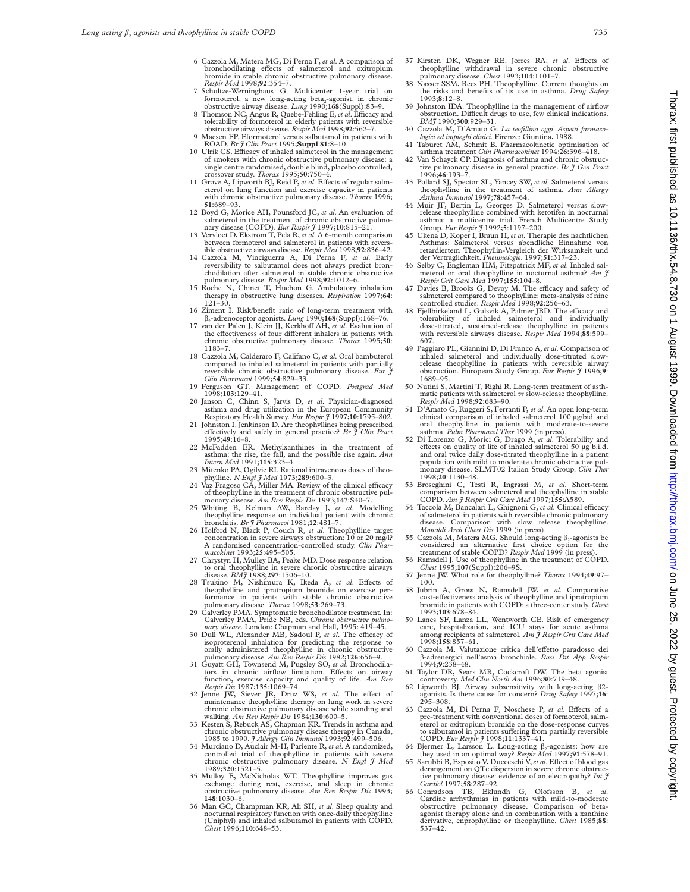6 Cazzola M, Matera MG, Di Perna F, *et al*. A comparison of bronchodilating effects of salmeterol and oxitropium bromide in stable chronic obstructive pulmonary disease. *Respir Med* 1998;**92**:354–7.

7 Schultze-Werninghaus G. Multicenter 1-year trial on formoterol, a new long-acting beta$_2$-agonist, in chronic obstructive airway disease. *Lung* 1990;**168**(Suppl):83–9.

8 Thomson NC, Angus R, Quebe-Fehling E, *et al*. Efficacy and tolerability of formoterol in elderly patients with reversible obstructive airways disease. *Respir Med* 1998;**92**:562–7.

9 Maesen FP. Eformoterol versus salbutamol in patients with ROAD. *Br J Clin Pract* 1995;**Suppl 81**:8–10.

10 Ulrik CS. Efficacy of inhaled salmeterol in the management of smokers with chronic obstructive pulmonary disease: a single centre randomised, double blind, placebo controlled, crossover study. *Thorax* 1995;**50**:750–4.

11 Grove A, Lipworth BJ, Reid P, *et al*. Effects of regular salmeterol on lung function and exercise capacity in patients with chronic obstructive pulmonary disease. *Thorax* 1996; **51**:689–93.

12 Boyd G, Morice AH, Pounsford JC, *et al*. An evaluation of salmeterol in the treatment of chronic obstructive pulmonary disease (COPD). *Eur Respir J* 1997;**10**:815–21.

13 Vervloet D, Ekström T, Pela R, *et al*. A 6-month comparison between formoterol and salmeterol in patients with reversible obstructive airways disease. *Respir Med* 1998;**92**:836–42.

14 Cazzola M, Vinciguerra A, Di Perna F, *et al*. Early reversibility to salbutamol does not always predict bronchodilation after salmeterol in stable chronic obstructive pulmonary disease. *Respir Med* 1998;**92**:1012–6.

15 Roche N, Chinet T, Huchon G. Ambulatory inhalation therapy in obstructive lung diseases. *Respiration* 1997;**64**: 121–30.

16 Ziment I. Risk/benefit ratio of long-term treatment with $\beta_2$-adrenoceptor agonists. *Lung* 1990;**168**(Suppl):168–76.

17 van der Palen J, Klein JJ, Kerkhoff AH, *et al*. Evaluation of the effectiveness of four different inhalers in patients with chronic obstructive pulmonary disease. *Thorax* 1995;**50**: 1183–7.

18 Cazzola M, Calderaro F, Califano C, *et al*. Oral bambuterol compared to inhaled salmeterol in patients with partially reversible chronic obstructive pulmonary disease. *Eur J Clin Pharmacol* 1999;**54**:829–33.

19 Ferguson GT. Management of COPD. *Postgrad Med* 1998;**103**:129–41.

20 Janson C, Chinn S, Jarvis D, *et al*. Physician-diagnosed asthma and drug utilization in the European Community Respiratory Health Survey. *Eur Respir J* 1997;**10**:1795–802.

21 Johnston I, Jenkinson D. Are theophyllines being prescribed effectively and safely in general practice? *Br J Clin Pract* 1995;**49**:16–8.

22 McFadden ER. Methylxanthines in the treatment of asthma: the rise, the fall, and the possible rise again. *Ann Intern Med* 1991;**115**:323–4.

23 Mitenko PA, Ogilvie RI. Rational intravenous doses of theophylline. *N Engl J Med* 1973;**289**:600–3.

24 Vaz Fragoso CA, Miller MA. Review of the clinical efficacy of theophylline in the treatment of chronic obstructive pulmonary disease. *Am Rev Respir Dis* 1993;**147**:S40–7.

25 Whiting B, Kelman AW, Barclay J, *et al*. Modelling theophylline response on individual patient with chronic bronchitis. *Br J Pharmacol* 1981;**12**:481–7.

26 Holford N, Black P, Couch R, *et al*. Theophylline target concentration in severe airways obstruction: 10 or 20 mg/l? A randomised concentration-controlled study. *Clin Pharmacokinet* 1993;**25**:495–505.

27 Chrystyn H, Mulley BA, Peake MD. Dose response relation to oral theophylline in severe chronic obstructive airways disease. *BMJ* 1988;**297**:1506–10.

28 Tsukino M, Nishimura K, Ikeda A, *et al*. Effects of theophylline and ipratropium bromide on exercise performance in patients with stable chronic obstructive pulmonary disease. *Thorax* 1998;**53**:269–73.

29 Calverley PMA. Symptomatic bronchodilator treatment. In: Calverley PMA, Pride NB, eds. *Chronic obstructive pulmonary disease*. London: Chapman and Hall, 1995: 419–45.

30 Dull WL, Alexander MB, Sadoul P, *et al*. The efficacy of isoproterenol inhalation for predicting the response to orally administered theophylline in chronic obstructive pulmonary disease. *Am Rev Respir Dis* 1982;**126**:656–9.

31 Guyatt GH, Townsend M, Pugsley SO, *et al*. Bronchodilators in chronic airflow limitation. Effects on airway function, exercise capacity and quality of life. *Am Rev Respir Dis* 1987;**135**:1069–74.

32 Jenne JW, Siever JR, Druz WS, *et al*. The effect of maintenance theophylline therapy on lung work in severe chronic obstructive pulmonary disease while standing and walking. *Am Rev Respir Dis* 1984;**130**:600–5.

33 Kesten S, Rebuck AS, Chapman KR. Trends in asthma and chronic obstructive pulmonary disease therapy in Canada, 1985 to 1990. *J Allergy Clin Immunol* 1993;**92**:499–506.

34 Murciano D, Auclair M-H, Pariente R, *et al*. A randomized, controlled trial of theophylline in patients with severe chronic obstructive pulmonary disease. *N Engl J Med* 1989;**320**:1521–5.

35 Mulloy E, McNicholas WT. Theophylline improves gas exchange during rest, exercise, and sleep in chronic obstructive pulmonary disease. *Am Rev Respir Dis* 1993; **148**:1030–6.

36 Man GC, Champman KR, Ali SH, *et al*. Sleep quality and nocturnal respiratory function with once-daily theophylline (Uniphyl) and inhaled salbutamol in patients with COPD. *Chest* 1996;**110**:648–53.

37 Kirsten DK, Wegner RE, Jorres RA, *et al*. Effects of theophylline withdrawal in severe chronic obstructive pulmonary disease. *Chest* 1993;**104**:1101–7.

38 Nasser SSM, Rees PH. Theophylline. Current thoughts on the risks and benefits of its use in asthma. *Drug Safety* 1993;**8**:12–8.

39 Johnston IDA. Theophylline in the management of airflow obstruction. Difficult drugs to use, few clinical indications. *BMJ* 1990;**300**:929–31.

40 Cazzola M, D'Amato G. *La teofillina oggi. Aspetti farmacologici ed impieghi clinici*. Firenze: Giuntina, 1988.

41 Taburet AM, Schmit B. Pharmacokinetic optimisation of asthma treatment *Clin Pharmacokinet* 1994;**26**:396–418.

42 Van Schayck CP. Diagnosis of asthma and chronic obstructive pulmonary disease in general practice. *Br J Gen Pract* 1996;**46**:193–7.

43 Pollard SJ, Spector SL, Yancey SW, *et al*. Salmeterol versus theophylline in the treatment of asthma. *Ann Allergy Asthma Immunol* 1997;**78**:457–64.

44 Muir JF, Bertin L, Georges D. Salmeterol versus slow-release theophylline combined with ketotifen in nocturnal asthma: a multicentre trial. French Multicentre Study Group. *Eur Respir J* 1992;**5**:1197–200.

45 Ukena D, Koper I, Braun H, *et al*. Therapie des nachtlichen Asthmas: Salmeterol versus abendliche Einnahme von retardiertem Theophyllin-Vergleich der Wirksamkeit und der Vertraglichkeit. *Pneumologie*. 1997;**51**:317–23.

46 Selby C, Engleman HM, Fitzpatrick MF, *et al*. Inhaled salmeterol or oral theophylline in nocturnal asthma? *Am J Respir Crit Care Med* 1997;**155**:104–8.

47 Davies B, Brooks G, Devoy M. The efficacy and safety of salmeterol compared to theophylline: meta-analysis of nine controlled studies. *Respir Med* 1998;**92**:256–63.

48 Fjellbirkeland L, Gulsvik A, Palmer JBD. The efficacy and tolerability of inhaled salmeterol and individually dose-titrated, sustained-release theophylline in patients with reversible airways disease. *Respir Med* 1994;**88**:599–607.

49 Paggiaro PL, Giannini D, Di Franco A, *et al*. Comparison of inhaled salmeterol and individually dose-titrated slow-release theophylline in patients with reversible airway obstruction. European Study Group. *Eur Respir J* 1996;**9**: 1689–95.

50 Nutini S, Martini T, Righi R. Long-term treatment of asthmatic patients with salmeterol *vs* slow-release theophylline. *Respir Med* 1998;**92**:683–90.

51 D'Amato G, Ruggeri S, Ferranti P, *et al*. An open long-term clinical comparison of inhaled salmeterol 100 μg/bid and oral theophylline in patients with moderate-to-severe asthma. *Pulm Pharmacol Ther* 1999 (in press).

52 Di Lorenzo G, Morici G, Drago A, *et al*. Tolerability and effects on quality of life of inhaled salmeterol 50 μg b.i.d. and oral twice daily dose-titrated theophylline in a patient population with mild to moderate chronic obstructive pulmonary disease. SLMT02 Italian Study Group. *Clin Ther* 1998;**20**:1130–48.

53 Broseghini C, Testi R, Ingrassi M, *et al*. Short-term comparison between salmeterol and theophylline in stable COPD. *Am J Respir Crit Care Med* 1997;**155**:A589.

54 Taccola M, Bancalari L, Ghignoni G, *et al*. Clinical efficacy of salmeterol in patients with reversible chronic pulmonary disease. Comparison with slow release theophylline. *Monaldi Arch Chest Dis* 1999 (in press).

55 Cazzola M, Matera MG. Should long-acting $\beta_2$-agonists be considered an alternative first choice option for the treatment of stable COPD? *Respir Med* 1999 (in press).

56 Ramsdell J. Use of theophylline in the treatment of COPD. *Chest* 1995;**107**(Suppl):206–9S.

57 Jenne JW. What role for theophylline? *Thorax* 1994;**49**:97–100.

58 Jubrin A, Gross N, Ramsdell JW, *et al*. Comparative cost-effectiveness analysis of theophylline and ipratropium bromide in patients with COPD: a three-center study. *Chest* 1993;**103**:678–84.

59 Lanes SF, Lanza LL, Wentworth CE. Risk of emergency care, hospitalization, and ICU stays for acute asthma among recipients of salmeterol. *Am J Respir Crit Care Med* 1998;**158**:857–61.

60 Cazzola M. Valutazione critica dell'effetto paradosso dei β-adrenergici nell'asma bronchiale. *Rass Pat App Respir* 1994;**9**:238–48.

61 Taylor DR, Sears MR, Cockcroft DW. The beta agonist controversy. *Med Clin North Am* 1996;**80**:719–48.

62 Lipworth BJ. Airway subsensitivity with long-acting β2-agonists. Is there cause for concern? *Drug Safety* 1997;**16**: 295–308.

63 Cazzola M, Di Perna F, Noschese P, *et al*. Effects of a pre-treatment with conventional doses of formoterol, salmeterol or oxitropium bromide on the dose-response curves to salbutamol in patients suffering from partially reversible COPD. *Eur Respir J* 1998;**11**:1337–41.

64 Bjermer L, Larsson L. Long-acting $\beta_2$-agonists: how are they used in an optimal way? *Respir Med* 1997;**91**:578–91.

65 Sarubbi B, Esposito V, Ducceschi V, *et al*. Effect of blood gas derangement on QTc dispersion in severe chronic obstructive pulmonary disease: evidence of an electropathy? *Int J Cardiol* 1997;**58**:287–92.

66 Conradson TB, Eklundh G, Olofsson B, *et al*. Cardiac arrhythmias in patients with mild-to-moderate obstructive pulmonary disease. Comparison of beta-agonist therapy alone and in combination with a xanthine derivative, enprophylline or theophylline. *Chest* 1985;**88**: 537–42.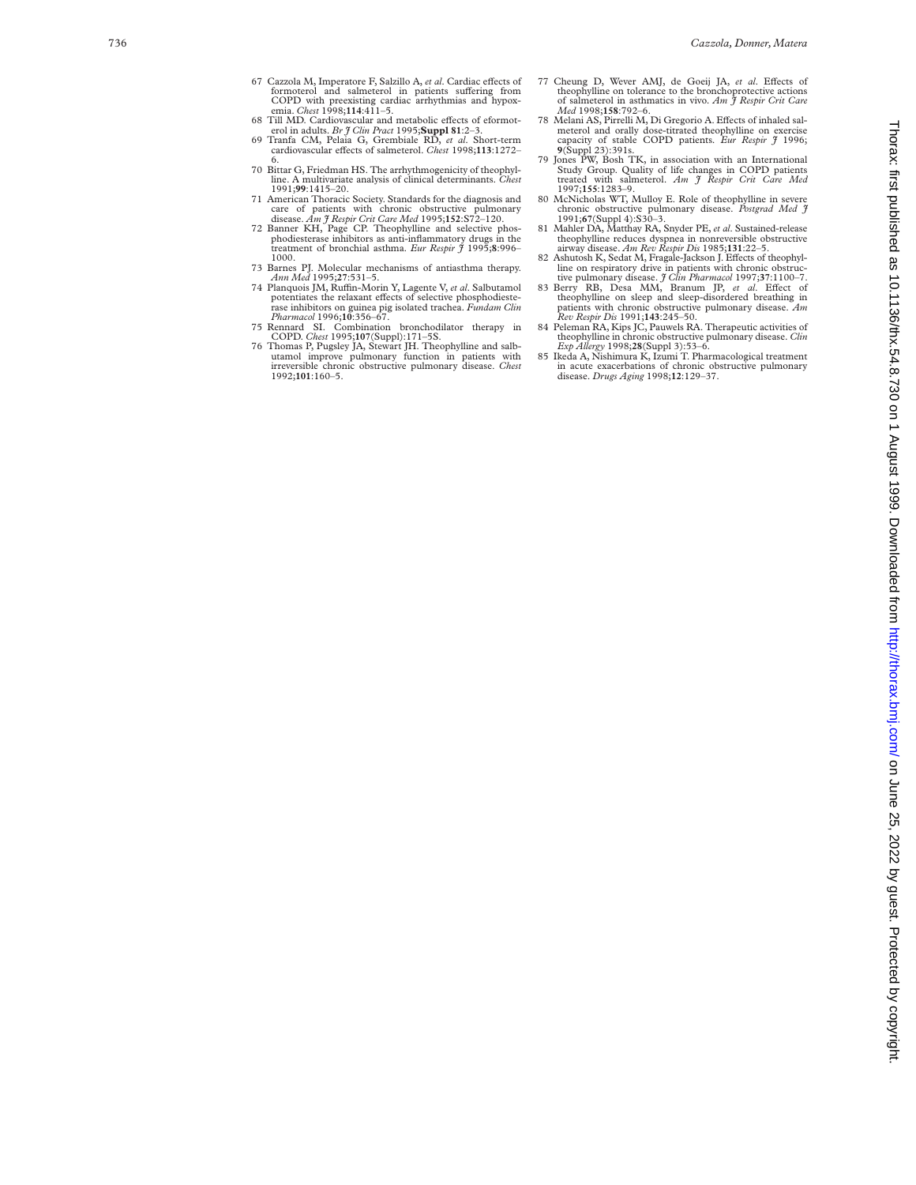67 Cazzola M, Imperatore F, Salzillo A, *et al*. Cardiac effects of formoterol and salmeterol in patients suffering from COPD with preexisting cardiac arrhythmias and hypoxemia. *Chest* 1998;**114**:411–5.

68 Till MD. Cardiovascular and metabolic effects of eformoterol in adults. *Br J Clin Pract* 1995;**Suppl 81**:2–3.

69 Tranfa CM, Pelaia G, Grembiale RD, *et al*. Short-term cardiovascular effects of salmeterol. *Chest* 1998;**113**:1272–6.

70 Bittar G, Friedman HS. The arrhythmogenicity of theophylline. A multivariate analysis of clinical determinants. *Chest* 1991;**99**:1415–20.

71 American Thoracic Society. Standards for the diagnosis and care of patients with chronic obstructive pulmonary disease. *Am J Respir Crit Care Med* 1995;**152**:S72–120.

72 Banner KH, Page CP. Theophylline and selective phosphodiesterase inhibitors as anti-inflammatory drugs in the treatment of bronchial asthma. *Eur Respir J* 1995;**8**:996–1000.

73 Barnes PJ. Molecular mechanisms of antiasthma therapy. *Ann Med* 1995;**27**:531–5.

74 Planquois JM, Ruffin-Morin Y, Lagente V, *et al*. Salbutamol potentiates the relaxant effects of selective phosphodiesterase inhibitors on guinea pig isolated trachea. *Fundam Clin Pharmacol* 1996;**10**:356–67.

75 Rennard SI. Combination bronchodilator therapy in COPD. *Chest* 1995;**107**(Suppl):171–5S.

76 Thomas P, Pugsley JA, Stewart JH. Theophylline and salbutamol improve pulmonary function in patients with irreversible chronic obstructive pulmonary disease. *Chest* 1992;**101**:160–5.

77 Cheung D, Wever AMJ, de Goeij JA, *et al*. Effects of theophylline on tolerance to the bronchoprotective actions of salmeterol in asthmatics in vivo. *Am J Respir Crit Care Med* 1998;**158**:792–6.

78 Melani AS, Pirrelli M, Di Gregorio A. Effects of inhaled salmeterol and orally dose-titrated theophylline on exercise capacity of stable COPD patients. *Eur Respir J* 1996; **9**(Suppl 23):391s.

79 Jones PW, Bosh TK, in association with an International Study Group. Quality of life changes in COPD patients treated with salmeterol. *Am J Respir Crit Care Med* 1997;**155**:1283–9.

80 McNicholas WT, Mulloy E. Role of theophylline in severe chronic obstructive pulmonary disease. *Postgrad Med J* 1991;**67**(Suppl 4):S30–3.

81 Mahler DA, Matthay RA, Snyder PE, *et al*. Sustained-release theophylline reduces dyspnea in nonreversible obstructive airway disease. *Am Rev Respir Dis* 1985;**131**:22–5.

82 Ashutosh K, Sedat M, Fragale-Jackson J. Effects of theophylline on respiratory drive in patients with chronic obstructive pulmonary disease. *J Clin Pharmacol* 1997;**37**:1100–7.

83 Berry RB, Desa MM, Branum JP, *et al*. Effect of theophylline on sleep and sleep-disordered breathing in patients with chronic obstructive pulmonary disease. *Am Rev Respir Dis* 1991;**143**:245–50.

84 Peleman RA, Kips JC, Pauwels RA. Therapeutic activities of theophylline in chronic obstructive pulmonary disease. *Clin Exp Allergy* 1998;**28**(Suppl 3):53–6.

85 Ikeda A, Nishimura K, Izumi T. Pharmacological treatment in acute exacerbations of chronic obstructive pulmonary disease. *Drugs Aging* 1998;**12**:129–37.